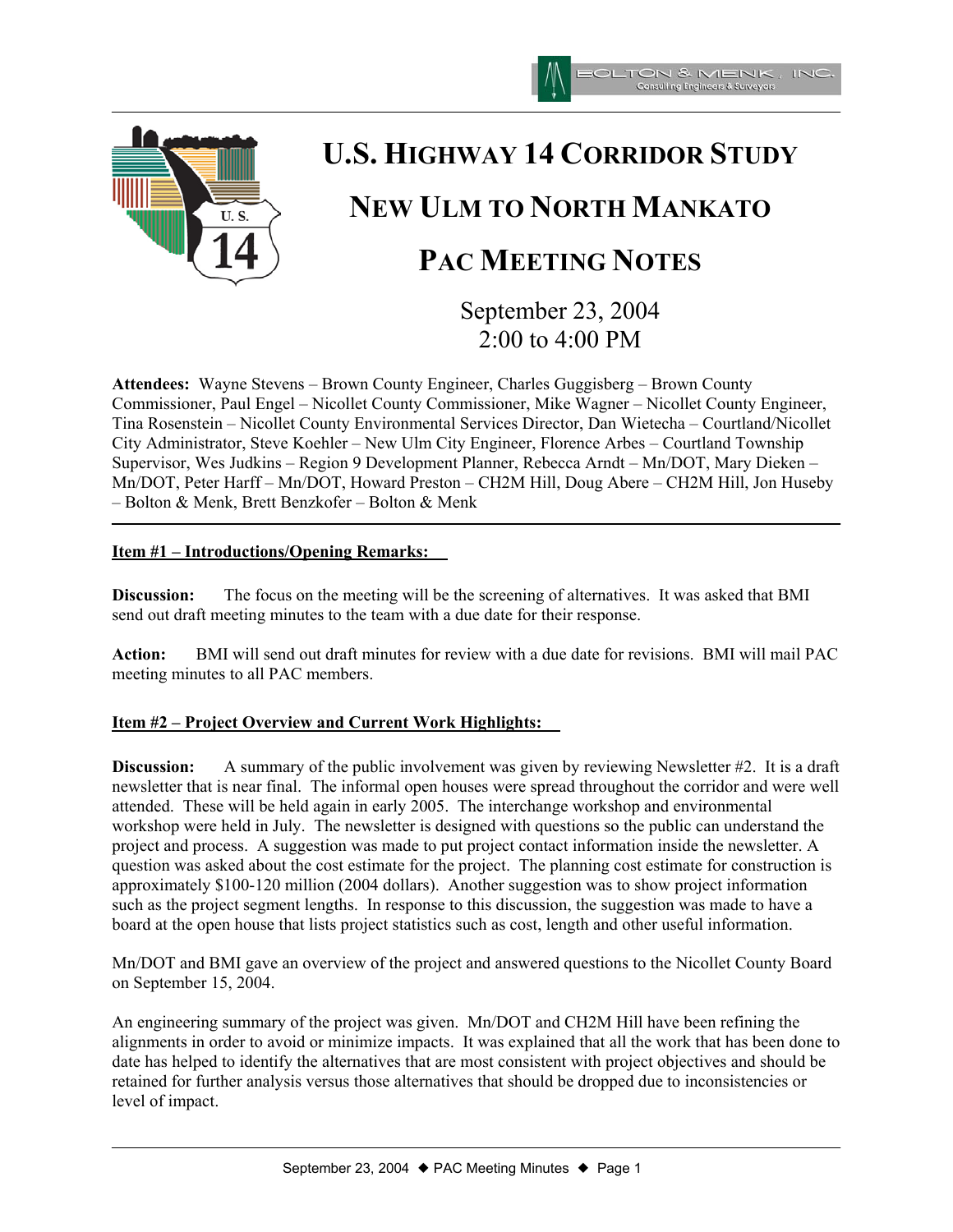# U.S. Highway 14 Corridor Study

# New Ulm to North Mankato

# PAC Meeting Notes

September 23, 2004
2:00 to 4:00 PM

**Attendees:** Wayne Stevens – Brown County Engineer, Charles Guggisberg – Brown County Commissioner, Paul Engel – Nicollet County Commissioner, Mike Wagner – Nicollet County Engineer, Tina Rosenstein – Nicollet County Environmental Services Director, Dan Wietecha – Courtland/Nicollet City Administrator, Steve Koehler – New Ulm City Engineer, Florence Arbes – Courtland Township Supervisor, Wes Judkins – Region 9 Development Planner, Rebecca Arndt – Mn/DOT, Mary Dieken – Mn/DOT, Peter Harff – Mn/DOT, Howard Preston – CH2M Hill, Doug Abere – CH2M Hill, Jon Huseby – Bolton & Menk, Brett Benzkofer – Bolton & Menk

---

**Item #1 – Introductions/Opening Remarks:**

**Discussion:** The focus on the meeting will be the screening of alternatives. It was asked that BMI send out draft meeting minutes to the team with a due date for their response.

**Action:** BMI will send out draft minutes for review with a due date for revisions. BMI will mail PAC meeting minutes to all PAC members.

**Item #2 – Project Overview and Current Work Highlights:**

**Discussion:** A summary of the public involvement was given by reviewing Newsletter #2. It is a draft newsletter that is near final. The informal open houses were spread throughout the corridor and were well attended. These will be held again in early 2005. The interchange workshop and environmental workshop were held in July. The newsletter is designed with questions so the public can understand the project and process. A suggestion was made to put project contact information inside the newsletter. A question was asked about the cost estimate for the project. The planning cost estimate for construction is approximately $100-120 million (2004 dollars). Another suggestion was to show project information such as the project segment lengths. In response to this discussion, the suggestion was made to have a board at the open house that lists project statistics such as cost, length and other useful information.

Mn/DOT and BMI gave an overview of the project and answered questions to the Nicollet County Board on September 15, 2004.

An engineering summary of the project was given. Mn/DOT and CH2M Hill have been refining the alignments in order to avoid or minimize impacts. It was explained that all the work that has been done to date has helped to identify the alternatives that are most consistent with project objectives and should be retained for further analysis versus those alternatives that should be dropped due to inconsistencies or level of impact.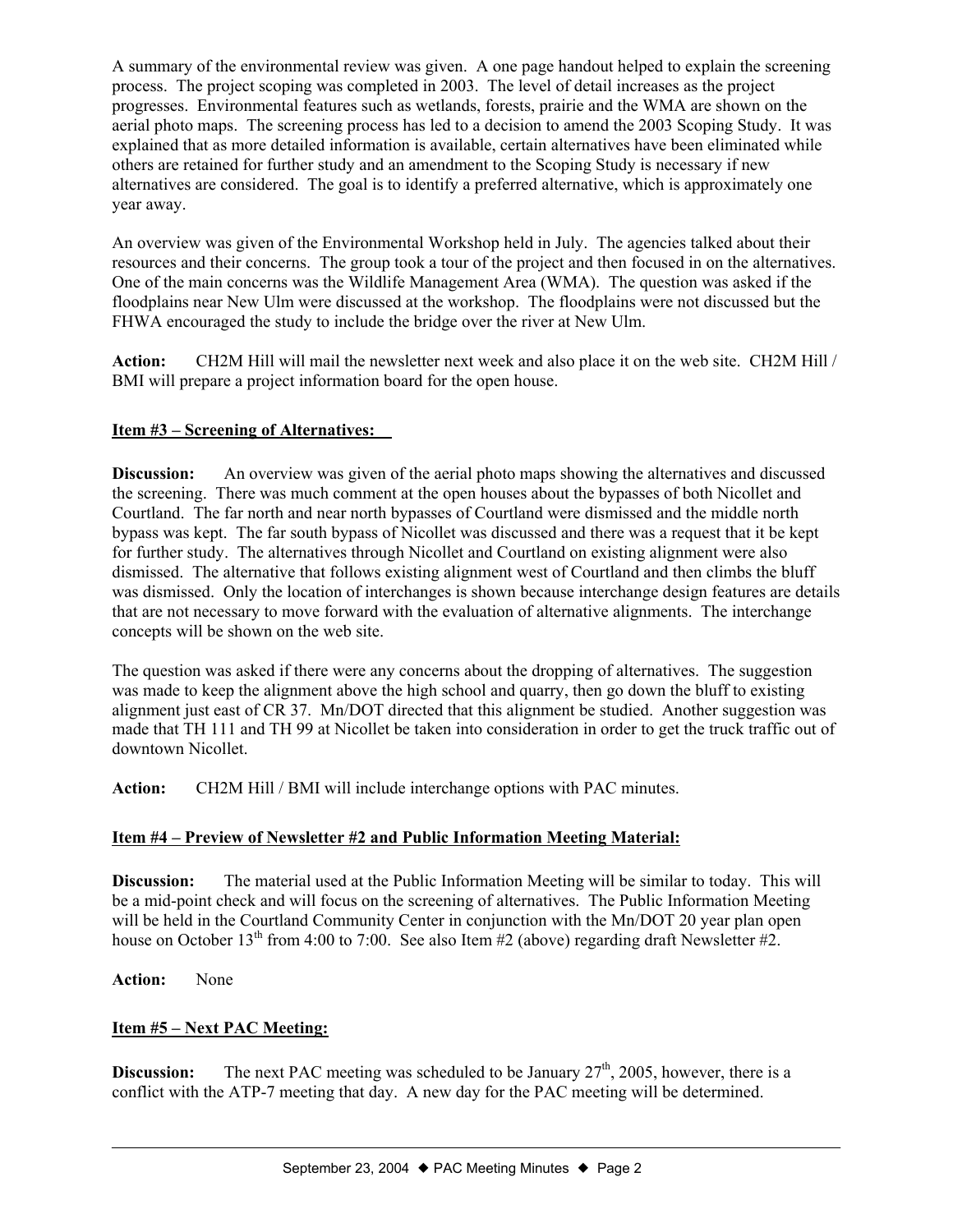A summary of the environmental review was given. A one page handout helped to explain the screening process. The project scoping was completed in 2003. The level of detail increases as the project progresses. Environmental features such as wetlands, forests, prairie and the WMA are shown on the aerial photo maps. The screening process has led to a decision to amend the 2003 Scoping Study. It was explained that as more detailed information is available, certain alternatives have been eliminated while others are retained for further study and an amendment to the Scoping Study is necessary if new alternatives are considered. The goal is to identify a preferred alternative, which is approximately one year away.

An overview was given of the Environmental Workshop held in July. The agencies talked about their resources and their concerns. The group took a tour of the project and then focused in on the alternatives. One of the main concerns was the Wildlife Management Area (WMA). The question was asked if the floodplains near New Ulm were discussed at the workshop. The floodplains were not discussed but the FHWA encouraged the study to include the bridge over the river at New Ulm.

**Action:** CH2M Hill will mail the newsletter next week and also place it on the web site. CH2M Hill / BMI will prepare a project information board for the open house.

**Item #3 – Screening of Alternatives:**

**Discussion:** An overview was given of the aerial photo maps showing the alternatives and discussed the screening. There was much comment at the open houses about the bypasses of both Nicollet and Courtland. The far north and near north bypasses of Courtland were dismissed and the middle north bypass was kept. The far south bypass of Nicollet was discussed and there was a request that it be kept for further study. The alternatives through Nicollet and Courtland on existing alignment were also dismissed. The alternative that follows existing alignment west of Courtland and then climbs the bluff was dismissed. Only the location of interchanges is shown because interchange design features are details that are not necessary to move forward with the evaluation of alternative alignments. The interchange concepts will be shown on the web site.

The question was asked if there were any concerns about the dropping of alternatives. The suggestion was made to keep the alignment above the high school and quarry, then go down the bluff to existing alignment just east of CR 37. Mn/DOT directed that this alignment be studied. Another suggestion was made that TH 111 and TH 99 at Nicollet be taken into consideration in order to get the truck traffic out of downtown Nicollet.

**Action:** CH2M Hill / BMI will include interchange options with PAC minutes.

**Item #4 – Preview of Newsletter #2 and Public Information Meeting Material:**

**Discussion:** The material used at the Public Information Meeting will be similar to today. This will be a mid-point check and will focus on the screening of alternatives. The Public Information Meeting will be held in the Courtland Community Center in conjunction with the Mn/DOT 20 year plan open house on October 13th from 4:00 to 7:00. See also Item #2 (above) regarding draft Newsletter #2.

**Action:** None

**Item #5 – Next PAC Meeting:**

**Discussion:** The next PAC meeting was scheduled to be January 27th, 2005, however, there is a conflict with the ATP-7 meeting that day. A new day for the PAC meeting will be determined.